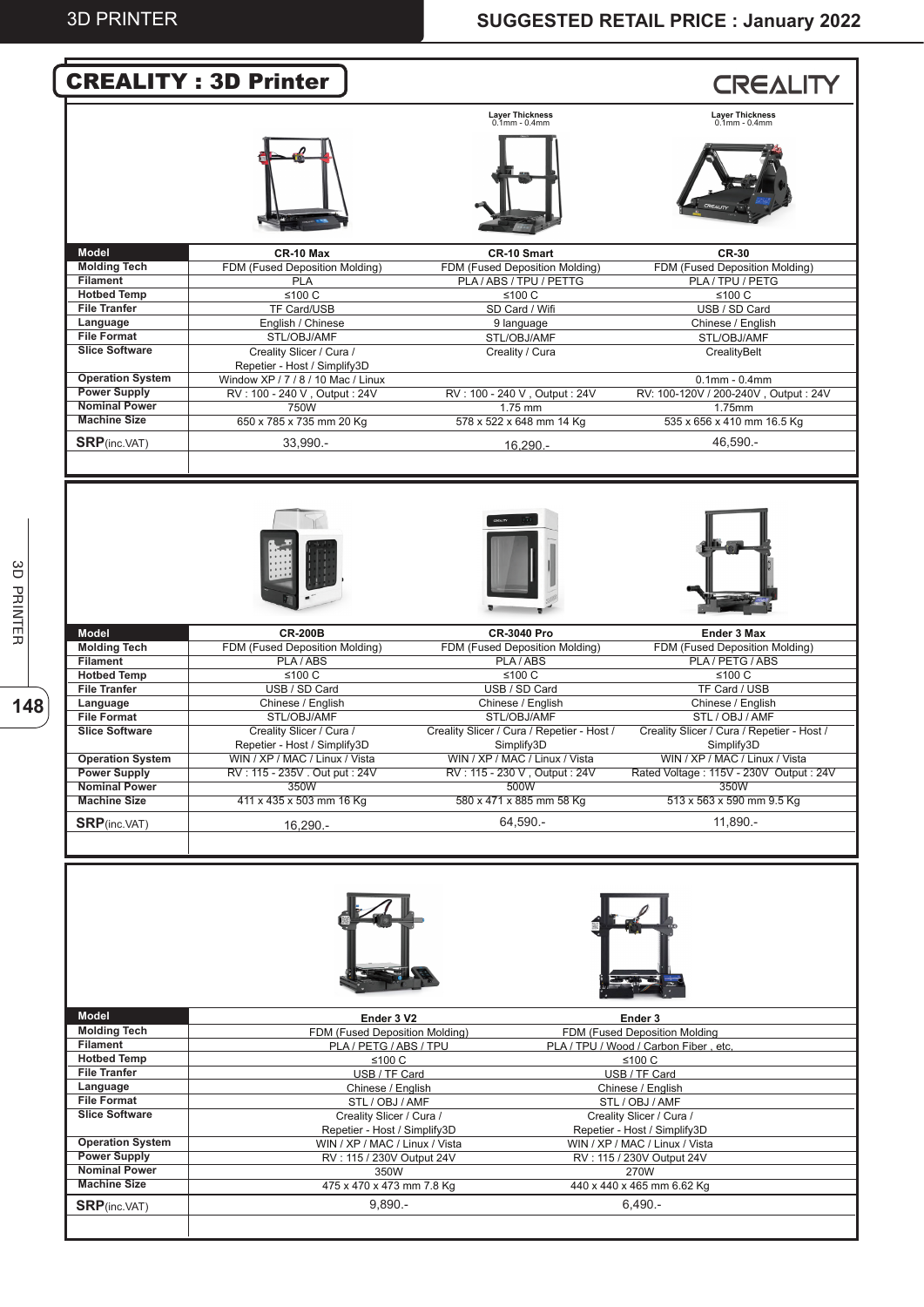# CREALITY : 3D Printer

| | Layer Thickness 0.1mm - 0.4mm | Layer Thickness 0.1mm - 0.4mm |
|---|---|---|
| **Model** | **CR-10 Max** | **CR-10 Smart** | **CR-30** |
| **Molding Tech** | FDM (Fused Deposition Molding) | FDM (Fused Deposition Molding) | FDM (Fused Deposition Molding) |
| **Filament** | PLA | PLA / ABS / TPU / PETTG | PLA / TPU / PETG |
| **Hotbed Temp** | ≤100 C | ≤100 C | ≤100 C |
| **File Tranfer** | TF Card/USB | SD Card / Wifi | USB / SD Card |
| **Language** | English / Chinese | 9 language | Chinese / English |
| **File Format** | STL/OBJ/AMF | STL/OBJ/AMF | STL/OBJ/AMF |
| **Slice Software** | Creality Slicer / Cura / Repetier - Host / Simplify3D | Creality / Cura | CrealityBelt |
| **Operation System** | Window XP / 7 / 8 / 10 Mac / Linux | | 0.1mm - 0.4mm |
| **Power Supply** | RV : 100 - 240 V , Output : 24V | RV : 100 - 240 V , Output : 24V | RV: 100-120V / 200-240V , Output : 24V |
| **Nominal Power** | 750W | 1.75 mm | 1.75mm |
| **Machine Size** | 650 x 785 x 735 mm 20 Kg | 578 x 522 x 648 mm 14 Kg | 535 x 656 x 410 mm 16.5 Kg |
| **SRP**(inc.VAT) | 33,990.- | 16,290.- | 46,590.- |

| | | | |
|---|---|---|---|
| **Model** | **CR-200B** | **CR-3040 Pro** | **Ender 3 Max** |
| **Molding Tech** | FDM (Fused Deposition Molding) | FDM (Fused Deposition Molding) | FDM (Fused Deposition Molding) |
| **Filament** | PLA / ABS | PLA / ABS | PLA / PETG / ABS |
| **Hotbed Temp** | ≤100 C | ≤100 C | ≤100 C |
| **File Tranfer** | USB / SD Card | USB / SD Card | TF Card / USB |
| **Language** | Chinese / English | Chinese / English | Chinese / English |
| **File Format** | STL/OBJ/AMF | STL/OBJ/AMF | STL / OBJ / AMF |
| **Slice Software** | Creality Slicer / Cura / Repetier - Host / Simplify3D | Creality Slicer / Cura / Repetier - Host / Simplify3D | Creality Slicer / Cura / Repetier - Host / Simplify3D |
| **Operation System** | WIN / XP / MAC / Linux / Vista | WIN / XP / MAC / Linux / Vista | WIN / XP / MAC / Linux / Vista |
| **Power Supply** | RV : 115 - 235V . Out put : 24V | RV : 115 - 230 V , Output : 24V | Rated Voltage : 115V - 230V Output : 24V |
| **Nominal Power** | 350W | 500W | 350W |
| **Machine Size** | 411 x 435 x 503 mm 16 Kg | 580 x 471 x 885 mm 58 Kg | 513 x 563 x 590 mm 9.5 Kg |
| **SRP**(inc.VAT) | 16,290.- | 64,590.- | 11,890.- |

| | | |
|---|---|---|
| **Model** | **Ender 3 V2** | **Ender 3** |
| **Molding Tech** | FDM (Fused Deposition Molding) | FDM (Fused Deposition Molding |
| **Filament** | PLA / PETG / ABS / TPU | PLA / TPU / Wood / Carbon Fiber , etc, |
| **Hotbed Temp** | ≤100 C | ≤100 C |
| **File Tranfer** | USB / TF Card | USB / TF Card |
| **Language** | Chinese / English | Chinese / English |
| **File Format** | STL / OBJ / AMF | STL / OBJ / AMF |
| **Slice Software** | Creality Slicer / Cura / Repetier - Host / Simplify3D | Creality Slicer / Cura / Repetier - Host / Simplify3D |
| **Operation System** | WIN / XP / MAC / Linux / Vista | WIN / XP / MAC / Linux / Vista |
| **Power Supply** | RV : 115 / 230V Output 24V | RV : 115 / 230V Output 24V |
| **Nominal Power** | 350W | 270W |
| **Machine Size** | 475 x 470 x 473 mm 7.8 Kg | 440 x 440 x 465 mm 6.62 Kg |
| **SRP**(inc.VAT) | 9,890.- | 6,490.- |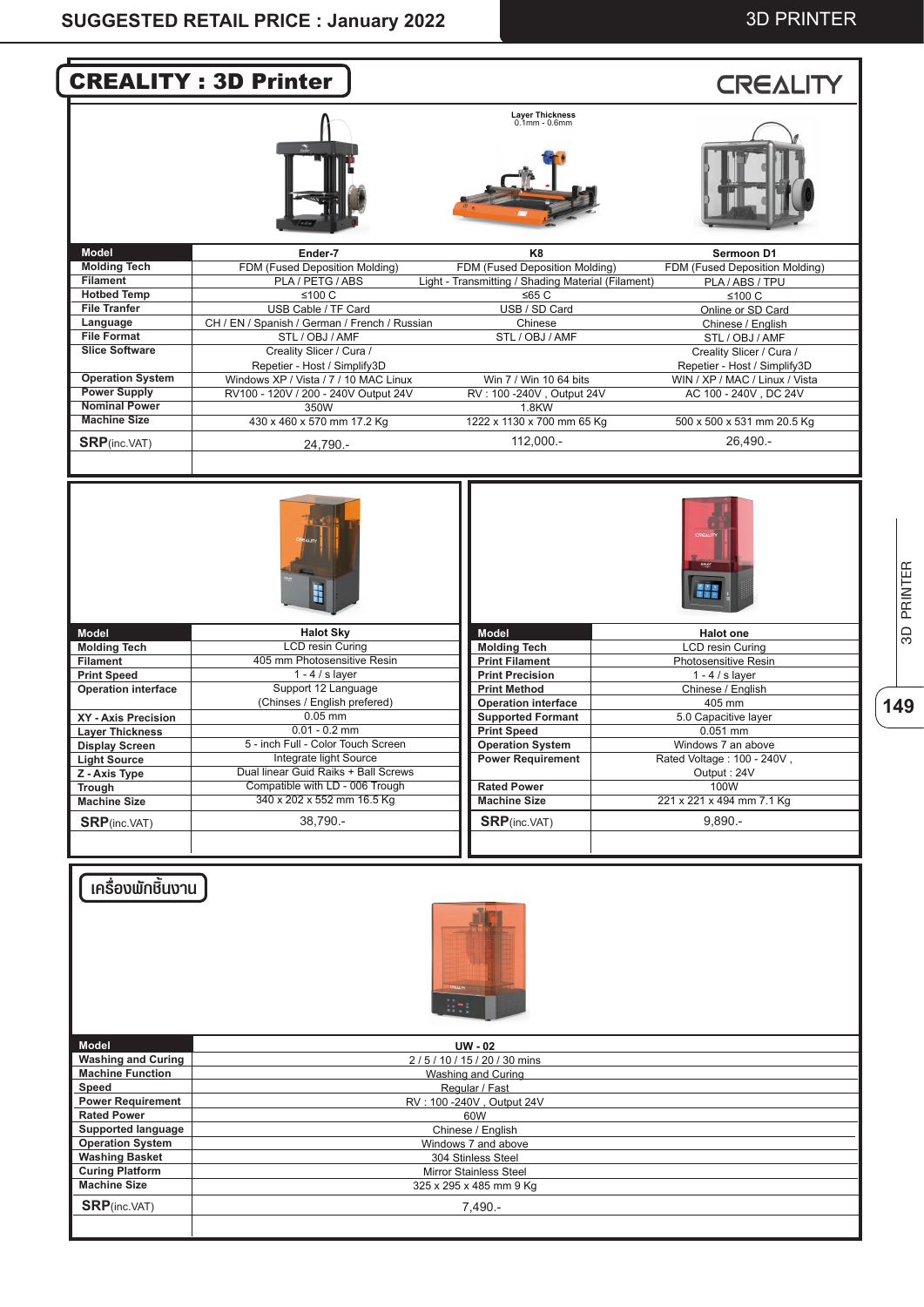## CREALITY : 3D Printer

CREALITY

Layer Thickness
0.1mm - 0.6mm

| Model | Ender-7 | K8 | Sermoon D1 |
|---|---|---|---|
| Molding Tech | FDM (Fused Deposition Molding) | FDM (Fused Deposition Molding) | FDM (Fused Deposition Molding) |
| Filament | PLA / PETG / ABS | Light - Transmitting / Shading Material (Filament) | PLA / ABS / TPU |
| Hotbed Temp | ≤100 C | ≤65 C | ≤100 C |
| File Tranfer | USB Cable / TF Card | USB / SD Card | Online or SD Card |
| Language | CH / EN / Spanish / German / French / Russian | Chinese | Chinese / English |
| File Format | STL / OBJ / AMF | STL / OBJ / AMF | STL / OBJ / AMF |
| Slice Software | Creality Slicer / Cura / Repetier - Host / Simplify3D | | Creality Slicer / Cura / Repetier - Host / Simplify3D |
| Operation System | Windows XP / Vista / 7 / 10 MAC Linux | Win 7 / Win 10 64 bits | WIN / XP / MAC / Linux / Vista |
| Power Supply | RV100 - 120V / 200 - 240V Output 24V | RV : 100 -240V , Output 24V | AC 100 - 240V , DC 24V |
| Nominal Power | 350W | 1.8KW | |
| Machine Size | 430 x 460 x 570 mm 17.2 Kg | 1222 x 1130 x 700 mm 65 Kg | 500 x 500 x 531 mm 20.5 Kg |
| **SRP**(inc.VAT) | 24,790.- | 112,000.- | 26,490.- |

| Model | Halot Sky |
|---|---|
| Molding Tech | LCD resin Curing |
| Filament | 405 mm Photosensitive Resin |
| Print Speed | 1 - 4 / s layer |
| Operation interface | Support 12 Language (Chinses / English prefered) |
| XY - Axis Precision | 0.05 mm |
| Layer Thickness | 0.01 - 0.2 mm |
| Display Screen | 5 - inch Full - Color Touch Screen |
| Light Source | Integrate light Source |
| Z - Axis Type | Dual linear Guid Raiks + Ball Screws |
| Trough | Compatible with LD - 006 Trough |
| Machine Size | 340 x 202 x 552 mm 16.5 Kg |
| **SRP**(inc.VAT) | 38,790.- |

| Model | Halot one |
|---|---|
| Molding Tech | LCD resin Curing |
| Print Filament | Photosensitive Resin |
| Print Precision | 1 - 4 / s layer |
| Print Method | Chinese / English |
| Operation interface | 405 mm |
| Supported Formant | 5.0 Capacitive layer |
| Print Speed | 0.051 mm |
| Operation System | Windows 7 an above |
| Power Requirement | Rated Voltage : 100 - 240V , Output : 24V |
| Rated Power | 100W |
| Machine Size | 221 x 221 x 494 mm 7.1 Kg |
| **SRP**(inc.VAT) | 9,890.- |

### เครื่องพักชิ้นงาน

| Model | UW - 02 |
|---|---|
| Washing and Curing | 2 / 5 / 10 / 15 / 20 / 30 mins |
| Machine Function | Washing and Curing |
| Speed | Regular / Fast |
| Power Requirement | RV : 100 -240V , Output 24V |
| Rated Power | 60W |
| Supported language | Chinese / English |
| Operation System | Windows 7 and above |
| Washing Basket | 304 Stinless Steel |
| Curing Platform | Mirror Stainless Steel |
| Machine Size | 325 x 295 x 485 mm 9 Kg |
| **SRP**(inc.VAT) | 7,490.- |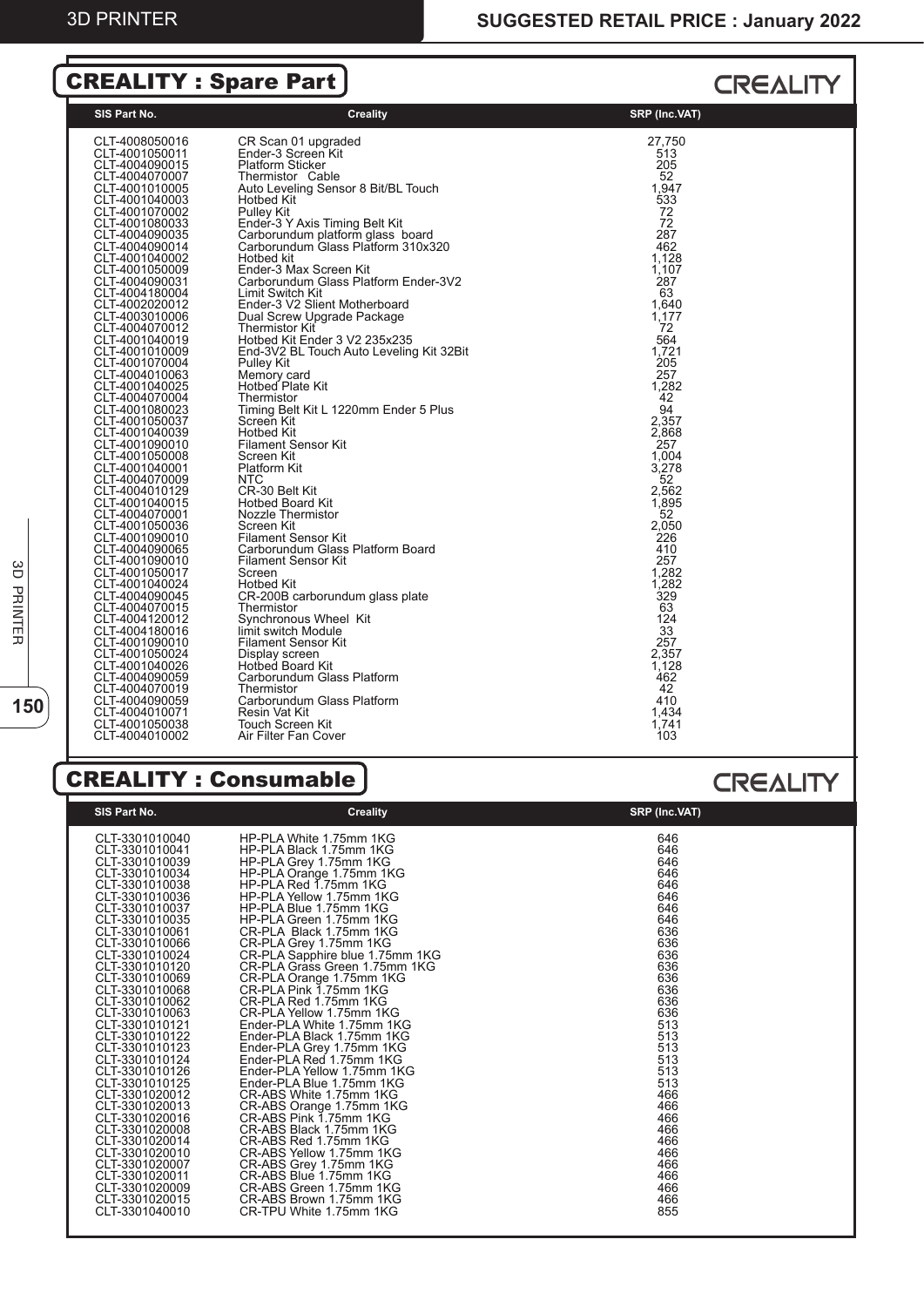## CREALITY : Spare Part

CREALITY

| SIS Part No. | Creality | SRP (Inc.VAT) |
|---|---|---|
| CLT-4008050016 | CR Scan 01 upgraded | 27,750 |
| CLT-4001050011 | Ender-3 Screen Kit | 513 |
| CLT-4004090015 | Platform Sticker | 205 |
| CLT-4004070007 | Thermistor Cable | 52 |
| CLT-4001010005 | Auto Leveling Sensor 8 Bit/BL Touch | 1,947 |
| CLT-4001040003 | Hotbed Kit | 533 |
| CLT-4001070002 | Pulley Kit | 72 |
| CLT-4001080033 | Ender-3 Y Axis Timing Belt Kit | 72 |
| CLT-4004090035 | Carborundum platform glass board | 287 |
| CLT-4004090014 | Carborundum Glass Platform 310x320 | 462 |
| CLT-4001040002 | Hotbed kit | 1,128 |
| CLT-4001050009 | Ender-3 Max Screen Kit | 1,107 |
| CLT-4004090031 | Carborundum Glass Platform Ender-3V2 | 287 |
| CLT-4004180004 | Limit Switch Kit | 63 |
| CLT-4002020012 | Ender-3 V2 Slient Motherboard | 1,640 |
| CLT-4003010006 | Dual Screw Upgrade Package | 1,177 |
| CLT-4004070012 | Thermistor Kit | 72 |
| CLT-4001040019 | Hotbed Kit Ender 3 V2 235x235 | 564 |
| CLT-4001010009 | End-3V2 BL Touch Auto Leveling Kit 32Bit | 1,721 |
| CLT-4001070004 | Pulley Kit | 205 |
| CLT-4004010063 | Memory card | 257 |
| CLT-4001040025 | Hotbed Plate Kit | 1,282 |
| CLT-4004070004 | Thermistor | 42 |
| CLT-4001080023 | Timing Belt Kit L 1220mm Ender 5 Plus | 94 |
| CLT-4001050037 | Screen Kit | 2,357 |
| CLT-4001040039 | Hotbed Kit | 2,868 |
| CLT-4001090010 | Filament Sensor Kit | 257 |
| CLT-4001050008 | Screen Kit | 1,004 |
| CLT-4001040001 | Platform Kit | 3,278 |
| CLT-4004070009 | NTC | 52 |
| CLT-4004010129 | CR-30 Belt Kit | 2,562 |
| CLT-4001040015 | Hotbed Board Kit | 1,895 |
| CLT-4004070001 | Nozzle Thermistor | 52 |
| CLT-4001050036 | Screen Kit | 2,050 |
| CLT-4001090010 | Filament Sensor Kit | 226 |
| CLT-4004090065 | Carborundum Glass Platform Board | 410 |
| CLT-4001090010 | Filament Sensor Kit | 257 |
| CLT-4001050017 | Screen | 1,282 |
| CLT-4001040024 | Hotbed Kit | 1,282 |
| CLT-4004090045 | CR-200B carborundum glass plate | 329 |
| CLT-4004070015 | Thermistor | 63 |
| CLT-4004120012 | Synchronous Wheel Kit | 124 |
| CLT-4004180016 | limit switch Module | 33 |
| CLT-4001090010 | Filament Sensor Kit | 257 |
| CLT-4001050024 | Display screen | 2,357 |
| CLT-4001040026 | Hotbed Board Kit | 1,128 |
| CLT-4004090059 | Carborundum Glass Platform | 462 |
| CLT-4004070019 | Thermistor | 42 |
| CLT-4004090059 | Carborundum Glass Platform | 410 |
| CLT-4004010071 | Resin Vat Kit | 1,434 |
| CLT-4001050038 | Touch Screen Kit | 1,741 |
| CLT-4004010002 | Air Filter Fan Cover | 103 |

## CREALITY : Consumable

CREALITY

| SIS Part No. | Creality | SRP (Inc.VAT) |
|---|---|---|
| CLT-3301010040 | HP-PLA White 1.75mm 1KG | 646 |
| CLT-3301010041 | HP-PLA Black 1.75mm 1KG | 646 |
| CLT-3301010039 | HP-PLA Grey 1.75mm 1KG | 646 |
| CLT-3301010034 | HP-PLA Orange 1.75mm 1KG | 646 |
| CLT-3301010038 | HP-PLA Red 1.75mm 1KG | 646 |
| CLT-3301010036 | HP-PLA Yellow 1.75mm 1KG | 646 |
| CLT-3301010037 | HP-PLA Blue 1.75mm 1KG | 646 |
| CLT-3301010035 | HP-PLA Green 1.75mm 1KG | 646 |
| CLT-3301010061 | CR-PLA Black 1.75mm 1KG | 636 |
| CLT-3301010066 | CR-PLA Grey 1.75mm 1KG | 636 |
| CLT-3301010024 | CR-PLA Sapphire blue 1.75mm 1KG | 636 |
| CLT-3301010120 | CR-PLA Grass Green 1.75mm 1KG | 636 |
| CLT-3301010069 | CR-PLA Orange 1.75mm 1KG | 636 |
| CLT-3301010068 | CR-PLA Pink 1.75mm 1KG | 636 |
| CLT-3301010062 | CR-PLA Red 1.75mm 1KG | 636 |
| CLT-3301010063 | CR-PLA Yellow 1.75mm 1KG | 636 |
| CLT-3301010121 | Ender-PLA White 1.75mm 1KG | 513 |
| CLT-3301010122 | Ender-PLA Black 1.75mm 1KG | 513 |
| CLT-3301010123 | Ender-PLA Grey 1.75mm 1KG | 513 |
| CLT-3301010124 | Ender-PLA Red 1.75mm 1KG | 513 |
| CLT-3301010126 | Ender-PLA Yellow 1.75mm 1KG | 513 |
| CLT-3301010125 | Ender-PLA Blue 1.75mm 1KG | 513 |
| CLT-3301020012 | CR-ABS White 1.75mm 1KG | 466 |
| CLT-3301020013 | CR-ABS Orange 1.75mm 1KG | 466 |
| CLT-3301020016 | CR-ABS Pink 1.75mm 1KG | 466 |
| CLT-3301020008 | CR-ABS Black 1.75mm 1KG | 466 |
| CLT-3301020014 | CR-ABS Red 1.75mm 1KG | 466 |
| CLT-3301020010 | CR-ABS Yellow 1.75mm 1KG | 466 |
| CLT-3301020007 | CR-ABS Grey 1.75mm 1KG | 466 |
| CLT-3301020011 | CR-ABS Blue 1.75mm 1KG | 466 |
| CLT-3301020009 | CR-ABS Green 1.75mm 1KG | 466 |
| CLT-3301020015 | CR-ABS Brown 1.75mm 1KG | 466 |
| CLT-3301040010 | CR-TPU White 1.75mm 1KG | 855 |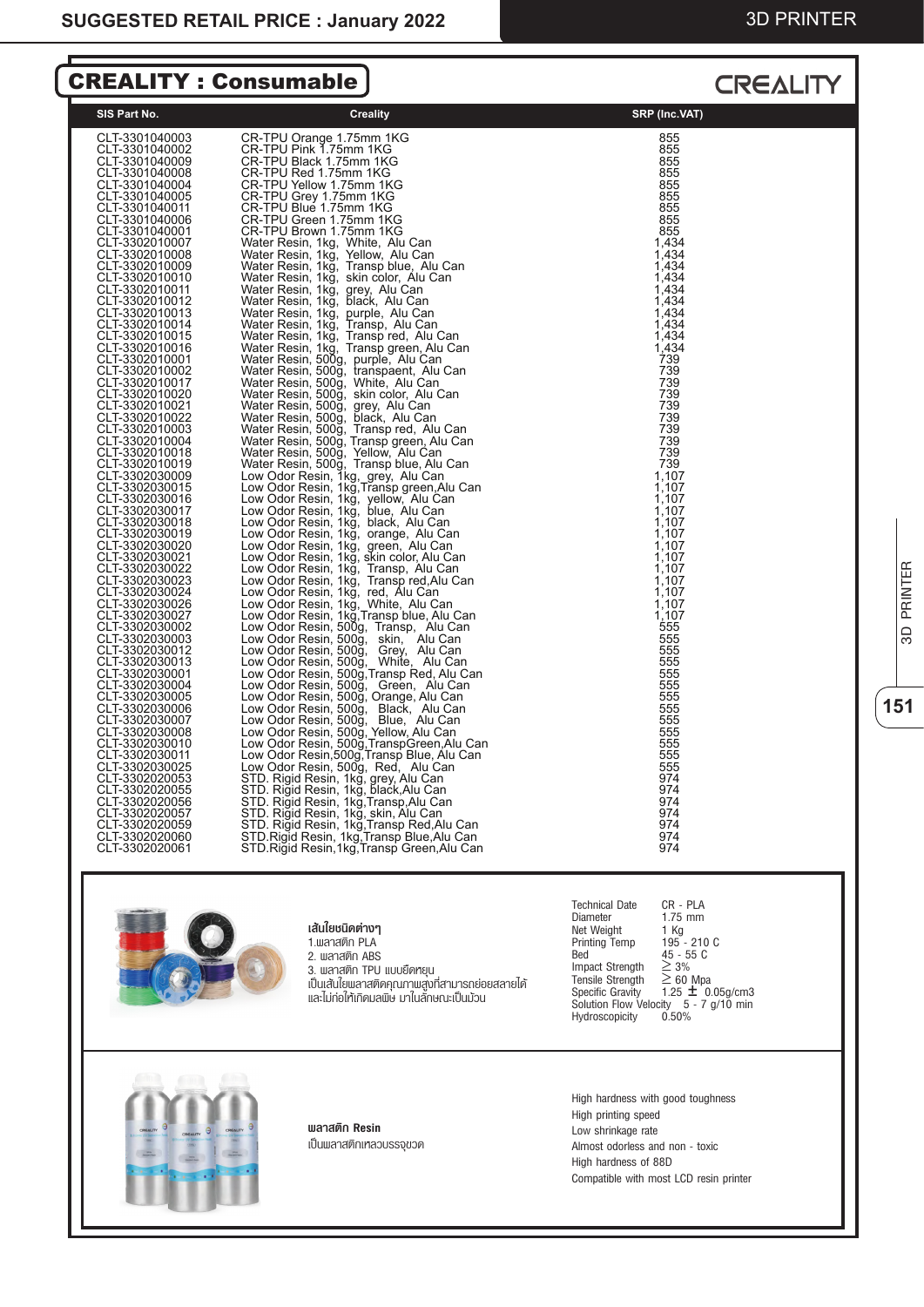## CREALITY : Consumable

CREALITY

| SIS Part No. | Creality | SRP (Inc.VAT) |
|---|---|---|
| CLT-3301040003 | CR-TPU Orange 1.75mm 1KG | 855 |
| CLT-3301040002 | CR-TPU Pink 1.75mm 1KG | 855 |
| CLT-3301040009 | CR-TPU Black 1.75mm 1KG | 855 |
| CLT-3301040008 | CR-TPU Red 1.75mm 1KG | 855 |
| CLT-3301040004 | CR-TPU Yellow 1.75mm 1KG | 855 |
| CLT-3301040005 | CR-TPU Grey 1.75mm 1KG | 855 |
| CLT-3301040011 | CR-TPU Blue 1.75mm 1KG | 855 |
| CLT-3301040006 | CR-TPU Green 1.75mm 1KG | 855 |
| CLT-3301040001 | CR-TPU Brown 1.75mm 1KG | 855 |
| CLT-3302010007 | Water Resin, 1kg, White, Alu Can | 1,434 |
| CLT-3302010008 | Water Resin, 1kg, Yellow, Alu Can | 1,434 |
| CLT-3302010009 | Water Resin, 1kg, Transp blue, Alu Can | 1,434 |
| CLT-3302010010 | Water Resin, 1kg, skin color, Alu Can | 1,434 |
| CLT-3302010011 | Water Resin, 1kg, grey, Alu Can | 1,434 |
| CLT-3302010012 | Water Resin, 1kg, black, Alu Can | 1,434 |
| CLT-3302010013 | Water Resin, 1kg, purple, Alu Can | 1,434 |
| CLT-3302010014 | Water Resin, 1kg, Transp, Alu Can | 1,434 |
| CLT-3302010015 | Water Resin, 1kg, Transp red, Alu Can | 1,434 |
| CLT-3302010016 | Water Resin, 1kg, Transp green, Alu Can | 1,434 |
| CLT-3302010001 | Water Resin, 500g, purple, Alu Can | 739 |
| CLT-3302010002 | Water Resin, 500g, transpaent, Alu Can | 739 |
| CLT-3302010017 | Water Resin, 500g, White, Alu Can | 739 |
| CLT-3302010020 | Water Resin, 500g, skin color, Alu Can | 739 |
| CLT-3302010021 | Water Resin, 500g, grey, Alu Can | 739 |
| CLT-3302010022 | Water Resin, 500g, black, Alu Can | 739 |
| CLT-3302010003 | Water Resin, 500g, Transp red, Alu Can | 739 |
| CLT-3302010004 | Water Resin, 500g, Transp green, Alu Can | 739 |
| CLT-3302010018 | Water Resin, 500g, Yellow, Alu Can | 739 |
| CLT-3302010019 | Water Resin, 500g, Transp blue, Alu Can | 739 |
| CLT-3302030009 | Low Odor Resin, 1kg, grey, Alu Can | 1,107 |
| CLT-3302030015 | Low Odor Resin, 1kg,Transp green,Alu Can | 1,107 |
| CLT-3302030016 | Low Odor Resin, 1kg, yellow, Alu Can | 1,107 |
| CLT-3302030017 | Low Odor Resin, 1kg, blue, Alu Can | 1,107 |
| CLT-3302030018 | Low Odor Resin, 1kg, black, Alu Can | 1,107 |
| CLT-3302030019 | Low Odor Resin, 1kg, orange, Alu Can | 1,107 |
| CLT-3302030020 | Low Odor Resin, 1kg, green, Alu Can | 1,107 |
| CLT-3302030021 | Low Odor Resin, 1kg, skin color, Alu Can | 1,107 |
| CLT-3302030022 | Low Odor Resin, 1kg, Transp, Alu Can | 1,107 |
| CLT-3302030023 | Low Odor Resin, 1kg, Transp red,Alu Can | 1,107 |
| CLT-3302030024 | Low Odor Resin, 1kg, red, Alu Can | 1,107 |
| CLT-3302030026 | Low Odor Resin, 1kg, White, Alu Can | 1,107 |
| CLT-3302030027 | Low Odor Resin, 1kg,Transp blue, Alu Can | 1,107 |
| CLT-3302030002 | Low Odor Resin, 500g, Transp, Alu Can | 555 |
| CLT-3302030003 | Low Odor Resin, 500g, skin, Alu Can | 555 |
| CLT-3302030012 | Low Odor Resin, 500g, Grey, Alu Can | 555 |
| CLT-3302030013 | Low Odor Resin, 500g, White, Alu Can | 555 |
| CLT-3302030001 | Low Odor Resin, 500g,Transp Red, Alu Can | 555 |
| CLT-3302030004 | Low Odor Resin, 500g, Green, Alu Can | 555 |
| CLT-3302030005 | Low Odor Resin, 500g, Orange, Alu Can | 555 |
| CLT-3302030006 | Low Odor Resin, 500g, Black, Alu Can | 555 |
| CLT-3302030007 | Low Odor Resin, 500g, Blue, Alu Can | 555 |
| CLT-3302030008 | Low Odor Resin, 500g, Yellow, Alu Can | 555 |
| CLT-3302030010 | Low Odor Resin, 500g,TranspGreen,Alu Can | 555 |
| CLT-3302030011 | Low Odor Resin,500g,Transp Blue, Alu Can | 555 |
| CLT-3302030025 | Low Odor Resin, 500g, Red, Alu Can | 555 |
| CLT-3302020053 | STD. Rigid Resin, 1kg, grey, Alu Can | 974 |
| CLT-3302020055 | STD. Rigid Resin, 1kg, black,Alu Can | 974 |
| CLT-3302020056 | STD. Rigid Resin, 1kg,Transp,Alu Can | 974 |
| CLT-3302020057 | STD. Rigid Resin, 1kg, skin, Alu Can | 974 |
| CLT-3302020059 | STD. Rigid Resin, 1kg,Transp Red,Alu Can | 974 |
| CLT-3302020060 | STD.Rigid Resin, 1kg,Transp Blue,Alu Can | 974 |
| CLT-3302020061 | STD.Rigid Resin,1kg,Transp Green,Alu Can | 974 |

**เส้นใยชนิดต่างๆ**
1.พลาสติก PLA
2. พลาสติก ABS
3. พลาสติก TPU แบบยืดหยุ่น
เป็นเส้นใยพลาสติดคุณภาพสูงที่สามารถย่อยสลายได้ และไม่ก่อให้เกิดมลพิษ มาในลักษณะเป็นม้วน

| | |
|---|---|
| Technical Date | CR - PLA |
| Diameter | 1.75 mm |
| Net Weight | 1 Kg |
| Printing Temp | 195 - 210 C |
| Bed | 45 - 55 C |
| Impact Strength | $\geq$ 3% |
| Tensile Strength | $\geq$ 60 Mpa |
| Specific Gravity | 1.25 $\pm$ 0.05g/cm3 |
| Solution Flow Velocity | 5 - 7 g/10 min |
| Hydroscopicity | 0.50% |

**พลาสติก Resin**
เป็นพลาสติกเหลวบรรจุขวด

- High hardness with good toughness
- High printing speed
- Low shrinkage rate
- Almost odorless and non - toxic
- High hardness of 88D
- Compatible with most LCD resin printer